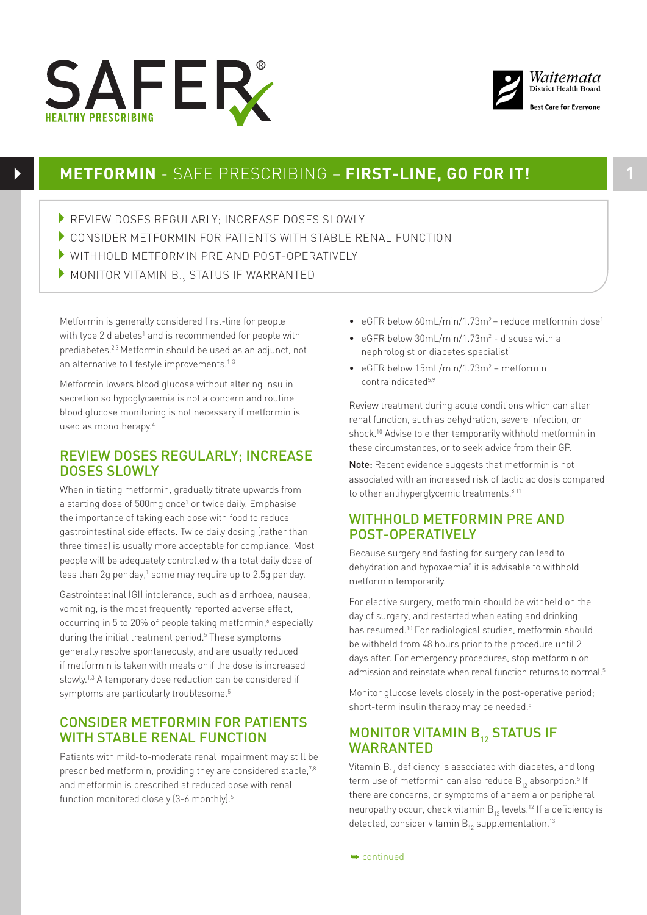SAFER HEALTHY PRESCRIBING

Waitemata District Health Board — Best Care for Everyone

# METFORMIN - SAFE PRESCRIBING – FIRST-LINE, GO FOR IT!

- REVIEW DOSES REGULARLY; INCREASE DOSES SLOWLY
- CONSIDER METFORMIN FOR PATIENTS WITH STABLE RENAL FUNCTION
- WITHHOLD METFORMIN PRE AND POST-OPERATIVELY
- MONITOR VITAMIN $B_{12}$ STATUS IF WARRANTED

Metformin is generally considered first-line for people with type 2 diabetes[1] and is recommended for people with prediabetes.[2,3] Metformin should be used as an adjunct, not an alternative to lifestyle improvements.[1-3]

Metformin lowers blood glucose without altering insulin secretion so hypoglycaemia is not a concern and routine blood glucose monitoring is not necessary if metformin is used as monotherapy.[4]

## REVIEW DOSES REGULARLY; INCREASE DOSES SLOWLY

When initiating metformin, gradually titrate upwards from a starting dose of 500mg once[1] or twice daily. Emphasise the importance of taking each dose with food to reduce gastrointestinal side effects. Twice daily dosing (rather than three times) is usually more acceptable for compliance. Most people will be adequately controlled with a total daily dose of less than 2g per day,[1] some may require up to 2.5g per day.

Gastrointestinal (GI) intolerance, such as diarrhoea, nausea, vomiting, is the most frequently reported adverse effect, occurring in 5 to 20% of people taking metformin,[6] especially during the initial treatment period.[5] These symptoms generally resolve spontaneously, and are usually reduced if metformin is taken with meals or if the dose is increased slowly.[1,3] A temporary dose reduction can be considered if symptoms are particularly troublesome.[5]

## CONSIDER METFORMIN FOR PATIENTS WITH STABLE RENAL FUNCTION

Patients with mild-to-moderate renal impairment may still be prescribed metformin, providing they are considered stable,[7,8] and metformin is prescribed at reduced dose with renal function monitored closely (3-6 monthly).[5]

- eGFR below 60mL/min/1.73m² – reduce metformin dose[1]
- eGFR below 30mL/min/1.73m² - discuss with a nephrologist or diabetes specialist[1]
- eGFR below 15mL/min/1.73m² – metformin contraindicated[5,9]

Review treatment during acute conditions which can alter renal function, such as dehydration, severe infection, or shock.[10] Advise to either temporarily withhold metformin in these circumstances, or to seek advice from their GP.

**Note:** Recent evidence suggests that metformin is not associated with an increased risk of lactic acidosis compared to other antihyperglycemic treatments.[8,11]

## WITHHOLD METFORMIN PRE AND POST-OPERATIVELY

Because surgery and fasting for surgery can lead to dehydration and hypoxaemia[5] it is advisable to withhold metformin temporarily.

For elective surgery, metformin should be withheld on the day of surgery, and restarted when eating and drinking has resumed.[10] For radiological studies, metformin should be withheld from 48 hours prior to the procedure until 2 days after. For emergency procedures, stop metformin on admission and reinstate when renal function returns to normal.[5]

Monitor glucose levels closely in the post-operative period; short-term insulin therapy may be needed.[5]

## MONITOR VITAMIN $B_{12}$ STATUS IF WARRANTED

Vitamin $B_{12}$ deficiency is associated with diabetes, and long term use of metformin can also reduce $B_{12}$ absorption.[5] If there are concerns, or symptoms of anaemia or peripheral neuropathy occur, check vitamin $B_{12}$ levels.[12] If a deficiency is detected, consider vitamin $B_{12}$ supplementation.[13]

➥ continued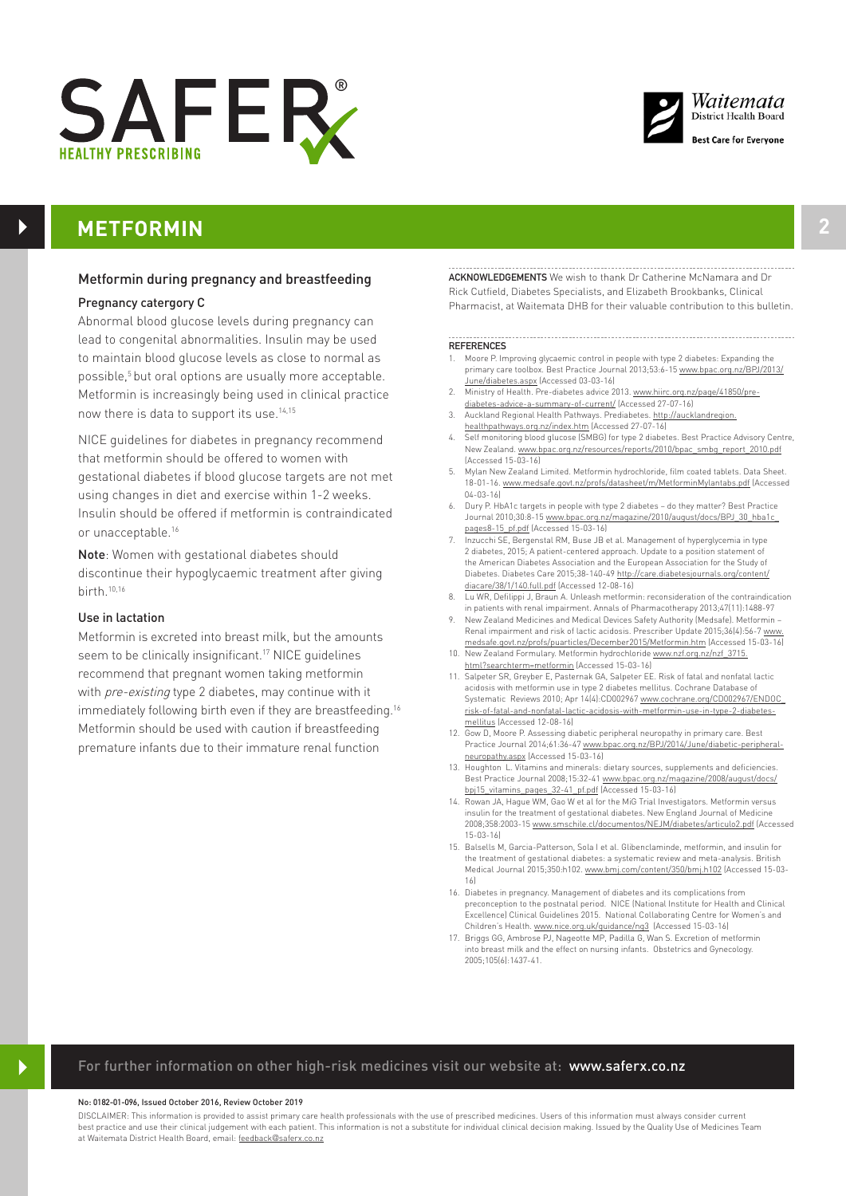# METFORMIN

## Metformin during pregnancy and breastfeeding

### Pregnancy catergory C

Abnormal blood glucose levels during pregnancy can lead to congenital abnormalities. Insulin may be used to maintain blood glucose levels as close to normal as possible,[5] but oral options are usually more acceptable. Metformin is increasingly being used in clinical practice now there is data to support its use.[14,15]

NICE guidelines for diabetes in pregnancy recommend that metformin should be offered to women with gestational diabetes if blood glucose targets are not met using changes in diet and exercise within 1-2 weeks. Insulin should be offered if metformin is contraindicated or unacceptable.[16]

**Note**: Women with gestational diabetes should discontinue their hypoglycaemic treatment after giving birth.[10,16]

### Use in lactation

Metformin is excreted into breast milk, but the amounts seem to be clinically insignificant.[17] NICE guidelines recommend that pregnant women taking metformin with *pre-existing* type 2 diabetes, may continue with it immediately following birth even if they are breastfeeding.[16] Metformin should be used with caution if breastfeeding premature infants due to their immature renal function

**ACKNOWLEDGEMENTS** We wish to thank Dr Catherine McNamara and Dr Rick Cutfield, Diabetes Specialists, and Elizabeth Brookbanks, Clinical Pharmacist, at Waitemata DHB for their valuable contribution to this bulletin.

**REFERENCES**

1. Moore P. Improving glycaemic control in people with type 2 diabetes: Expanding the primary care toolbox. Best Practice Journal 2013;53:6-15 www.bpac.org.nz/BPJ/2013/June/diabetes.aspx (Accessed 03-03-16)
2. Ministry of Health. Pre-diabetes advice 2013. www.hiirc.org.nz/page/41850/pre-diabetes-advice-a-summary-of-current/ (Accessed 27-07-16)
3. Auckland Regional Health Pathways. Prediabetes. http://aucklandregion.healthpathways.org.nz/index.htm (Accessed 27-07-16)
4. Self monitoring blood glucose (SMBG) for type 2 diabetes. Best Practice Advisory Centre, New Zealand. www.bpac.org.nz/resources/reports/2010/bpac_smbg_report_2010.pdf (Accessed 15-03-16)
5. Mylan New Zealand Limited. Metformin hydrochloride, film coated tablets. Data Sheet. 18-01-16. www.medsafe.govt.nz/profs/datasheet/m/MetforminMylantabs.pdf (Accessed 04-03-16)
6. Dury P. HbA1c targets in people with type 2 diabetes – do they matter? Best Practice Journal 2010;30:8-15 www.bpac.org.nz/magazine/2010/august/docs/BPJ_30_hba1c_pages8-15_pf.pdf (Accessed 15-03-16)
7. Inzucchi SE, Bergenstal RM, Buse JB et al. Management of hyperglycemia in type 2 diabetes, 2015; A patient-centered approach. Update to a position statement of the American Diabetes Association and the European Association for the Study of Diabetes. Diabetes Care 2015;38-140-49 http://care.diabetesjournals.org/content/diacare/38/1/140.full.pdf (Accessed 12-08-16)
8. Lu WR, Defilippi J, Braun A. Unleash metformin: reconsideration of the contraindication in patients with renal impairment. Annals of Pharmacotherapy 2013;47(11):1488-97
9. New Zealand Medicines and Medical Devices Safety Authority (Medsafe). Metformin – Renal impairment and risk of lactic acidosis. Prescriber Update 2015;36(4):56-7 www.medsafe.govt.nz/profs/puarticles/December2015/Metformin.htm (Accessed 15-03-16)
10. New Zealand Formulary. Metformin hydrochloride www.nzf.org.nz/nzf_3715.html?searchterm=metformin (Accessed 15-03-16)
11. Salpeter SR, Greyber E, Pasternak GA, Salpeter EE. Risk of fatal and nonfatal lactic acidosis with metformin use in type 2 diabetes mellitus. Cochrane Database of Systematic Reviews 2010; Apr 14(4):CD002967 www.cochrane.org/CD002967/ENDOC_risk-of-fatal-and-nonfatal-lactic-acidosis-with-metformin-use-in-type-2-diabetes-mellitus (Accessed 12-08-16)
12. Gow D, Moore P. Assessing diabetic peripheral neuropathy in primary care. Best Practice Journal 2014;61:36-47 www.bpac.org.nz/BPJ/2014/June/diabetic-peripheral-neuropathy.aspx (Accessed 15-03-16)
13. Houghton L. Vitamins and minerals: dietary sources, supplements and deficiencies. Best Practice Journal 2008;15:32-41 www.bpac.org.nz/magazine/2008/august/docs/bpj15_vitamins_pages_32-41_pf.pdf (Accessed 15-03-16)
14. Rowan JA, Hague WM, Gao W et al for the MiG Trial Investigators. Metformin versus insulin for the treatment of gestational diabetes. New England Journal of Medicine 2008;358:2003-15 www.smschile.cl/documentos/NEJM/diabetes/articulo2.pdf (Accessed 15-03-16)
15. Balsells M, Garcia-Patterson, Sola I et al. Glibenclaminde, metformin, and insulin for the treatment of gestational diabetes: a systematic review and meta-analysis. British Medical Journal 2015;350:h102. www.bmj.com/content/350/bmj.h102 (Accessed 15-03-16)
16. Diabetes in pregnancy. Management of diabetes and its complications from preconception to the postnatal period. NICE (National Institute for Health and Clinical Excellence) Clinical Guidelines 2015. National Collaborating Centre for Women's and Children's Health. www.nice.org.uk/guidance/ng3 (Accessed 15-03-16)
17. Briggs GG, Ambrose PJ, Nageotte MP, Padilla G, Wan S. Excretion of metformin into breast milk and the effect on nursing infants. Obstetrics and Gynecology. 2005;105(6):1437-41.

For further information on other high-risk medicines visit our website at: www.saferx.co.nz

No: 0182-01-096, Issued October 2016, Review October 2019

DISCLAIMER: This information is provided to assist primary care health professionals with the use of prescribed medicines. Users of this information must always consider current best practice and use their clinical judgement with each patient. This information is not a substitute for individual clinical decision making. Issued by the Quality Use of Medicines Team at Waitemata District Health Board, email: feedback@saferx.co.nz